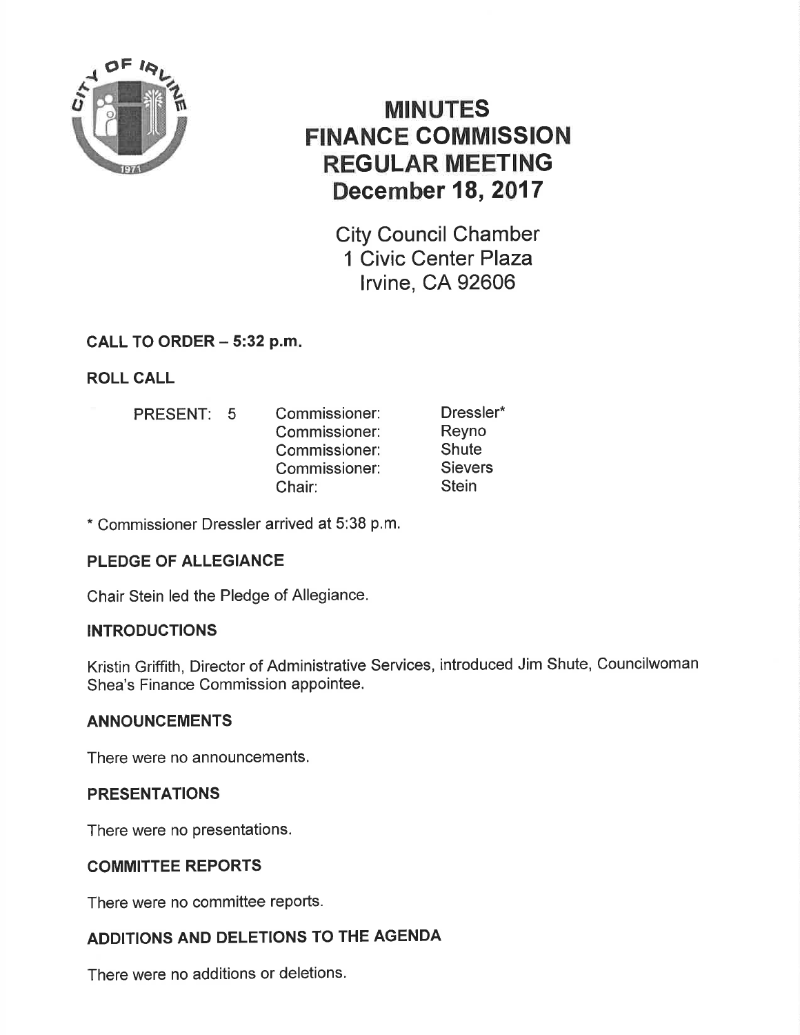# MINUTES
# FINANCE COMMISSION
# REGULAR MEETING
# December 18, 2017

City Council Chamber
1 Civic Center Plaza
Irvine, CA 92606

## CALL TO ORDER – 5:32 p.m.

## ROLL CALL

| PRESENT: 5 | Commissioner: | Dressler* |
|---|---|---|
| | Commissioner: | Reyno |
| | Commissioner: | Shute |
| | Commissioner: | Sievers |
| | Chair: | Stein |

\* Commissioner Dressler arrived at 5:38 p.m.

## PLEDGE OF ALLEGIANCE

Chair Stein led the Pledge of Allegiance.

## INTRODUCTIONS

Kristin Griffith, Director of Administrative Services, introduced Jim Shute, Councilwoman Shea's Finance Commission appointee.

## ANNOUNCEMENTS

There were no announcements.

## PRESENTATIONS

There were no presentations.

## COMMITTEE REPORTS

There were no committee reports.

## ADDITIONS AND DELETIONS TO THE AGENDA

There were no additions or deletions.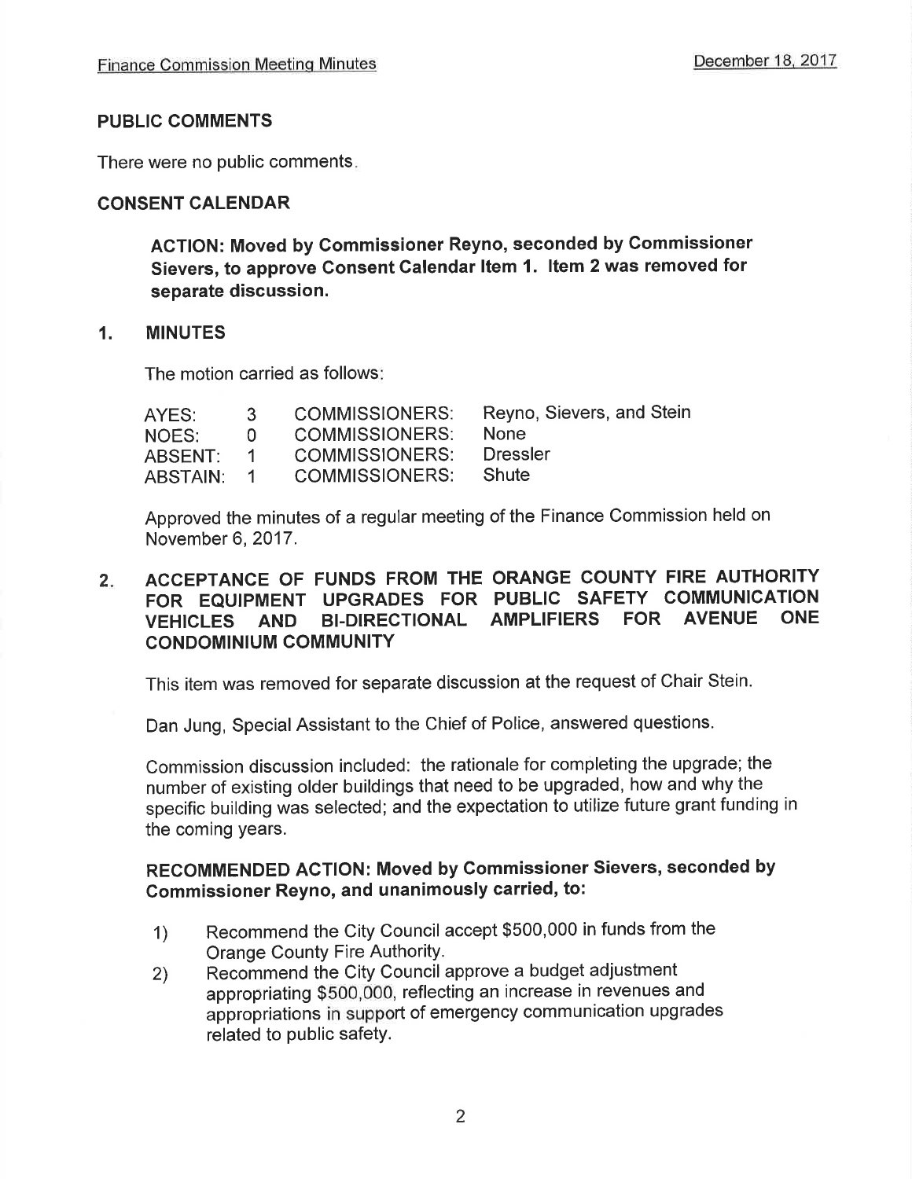## PUBLIC COMMENTS

There were no public comments.

## CONSENT CALENDAR

**ACTION: Moved by Commissioner Reyno, seconded by Commissioner Sievers, to approve Consent Calendar Item 1. Item 2 was removed for separate discussion.**

### 1. MINUTES

The motion carried as follows:

| | | | |
|---|---|---|---|
| AYES: | 3 | COMMISSIONERS: | Reyno, Sievers, and Stein |
| NOES: | 0 | COMMISSIONERS: | None |
| ABSENT: | 1 | COMMISSIONERS: | Dressler |
| ABSTAIN: | 1 | COMMISSIONERS: | Shute |

Approved the minutes of a regular meeting of the Finance Commission held on November 6, 2017.

### 2. ACCEPTANCE OF FUNDS FROM THE ORANGE COUNTY FIRE AUTHORITY FOR EQUIPMENT UPGRADES FOR PUBLIC SAFETY COMMUNICATION VEHICLES AND BI-DIRECTIONAL AMPLIFIERS FOR AVENUE ONE CONDOMINIUM COMMUNITY

This item was removed for separate discussion at the request of Chair Stein.

Dan Jung, Special Assistant to the Chief of Police, answered questions.

Commission discussion included: the rationale for completing the upgrade; the number of existing older buildings that need to be upgraded, how and why the specific building was selected; and the expectation to utilize future grant funding in the coming years.

**RECOMMENDED ACTION: Moved by Commissioner Sievers, seconded by Commissioner Reyno, and unanimously carried, to:**

1) Recommend the City Council accept $500,000 in funds from the Orange County Fire Authority.
2) Recommend the City Council approve a budget adjustment appropriating $500,000, reflecting an increase in revenues and appropriations in support of emergency communication upgrades related to public safety.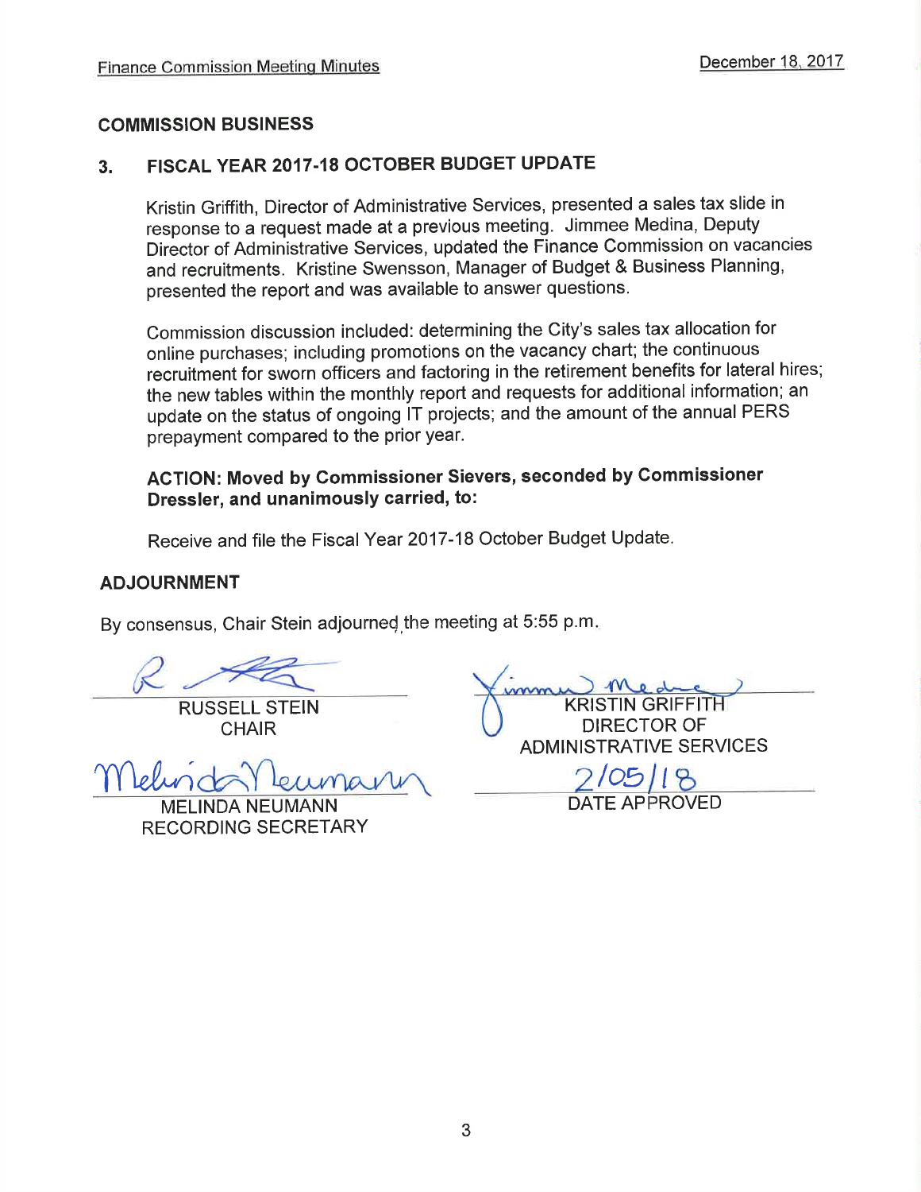## COMMISSION BUSINESS

### 3. FISCAL YEAR 2017-18 OCTOBER BUDGET UPDATE

Kristin Griffith, Director of Administrative Services, presented a sales tax slide in response to a request made at a previous meeting. Jimmee Medina, Deputy Director of Administrative Services, updated the Finance Commission on vacancies and recruitments. Kristine Swensson, Manager of Budget & Business Planning, presented the report and was available to answer questions.

Commission discussion included: determining the City's sales tax allocation for online purchases; including promotions on the vacancy chart; the continuous recruitment for sworn officers and factoring in the retirement benefits for lateral hires; the new tables within the monthly report and requests for additional information; an update on the status of ongoing IT projects; and the amount of the annual PERS prepayment compared to the prior year.

**ACTION: Moved by Commissioner Sievers, seconded by Commissioner Dressler, and unanimously carried, to:**

Receive and file the Fiscal Year 2017-18 October Budget Update.

## ADJOURNMENT

By consensus, Chair Stein adjourned the meeting at 5:55 p.m.

RUSSELL STEIN
CHAIR

MELINDA NEUMANN
RECORDING SECRETARY

KRISTIN GRIFFITH
DIRECTOR OF
ADMINISTRATIVE SERVICES

2/05/18
DATE APPROVED